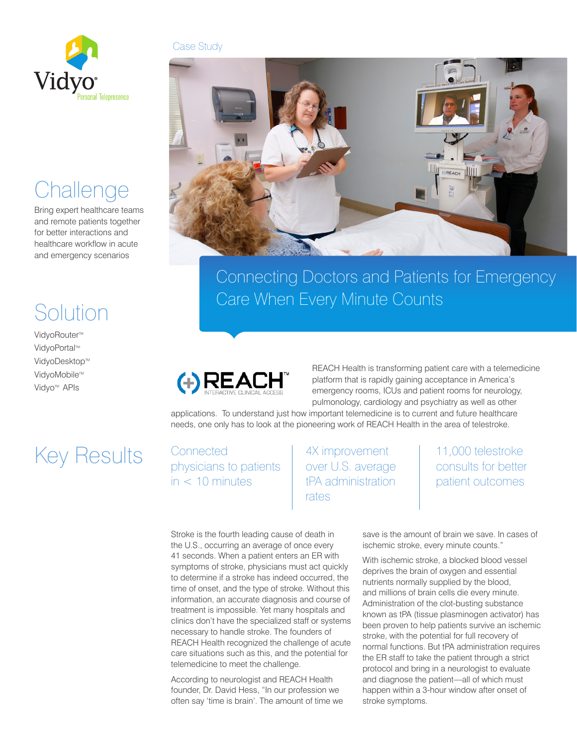Vidyo® Personal Telepresence

Case Study

# Connecting Doctors and Patients for Emergency Care When Every Minute Counts

## Challenge

Bring expert healthcare teams and remote patients together for better interactions and healthcare workflow in acute and emergency scenarios

## Solution

- VidyoRouter™
- VidyoPortal™
- VidyoDesktop™
- VidyoMobile™
- Vidyo™ APIs

REACH™ INTERACTIVE CLINICAL ACCESS

REACH Health is transforming patient care with a telemedicine platform that is rapidly gaining acceptance in America's emergency rooms, ICUs and patient rooms for neurology, pulmonology, cardiology and psychiatry as well as other applications. To understand just how important telemedicine is to current and future healthcare needs, one only has to look at the pioneering work of REACH Health in the area of telestroke.

## Key Results

- Connected physicians to patients in < 10 minutes
- 4X improvement over U.S. average tPA administration rates
- 11,000 telestroke consults for better patient outcomes

Stroke is the fourth leading cause of death in the U.S., occurring an average of once every 41 seconds. When a patient enters an ER with symptoms of stroke, physicians must act quickly to determine if a stroke has indeed occurred, the time of onset, and the type of stroke. Without this information, an accurate diagnosis and course of treatment is impossible. Yet many hospitals and clinics don't have the specialized staff or systems necessary to handle stroke. The founders of REACH Health recognized the challenge of acute care situations such as this, and the potential for telemedicine to meet the challenge.

According to neurologist and REACH Health founder, Dr. David Hess, "In our profession we often say 'time is brain'. The amount of time we save is the amount of brain we save. In cases of ischemic stroke, every minute counts."

With ischemic stroke, a blocked blood vessel deprives the brain of oxygen and essential nutrients normally supplied by the blood, and millions of brain cells die every minute. Administration of the clot-busting substance known as tPA (tissue plasminogen activator) has been proven to help patients survive an ischemic stroke, with the potential for full recovery of normal functions. But tPA administration requires the ER staff to take the patient through a strict protocol and bring in a neurologist to evaluate and diagnose the patient—all of which must happen within a 3-hour window after onset of stroke symptoms.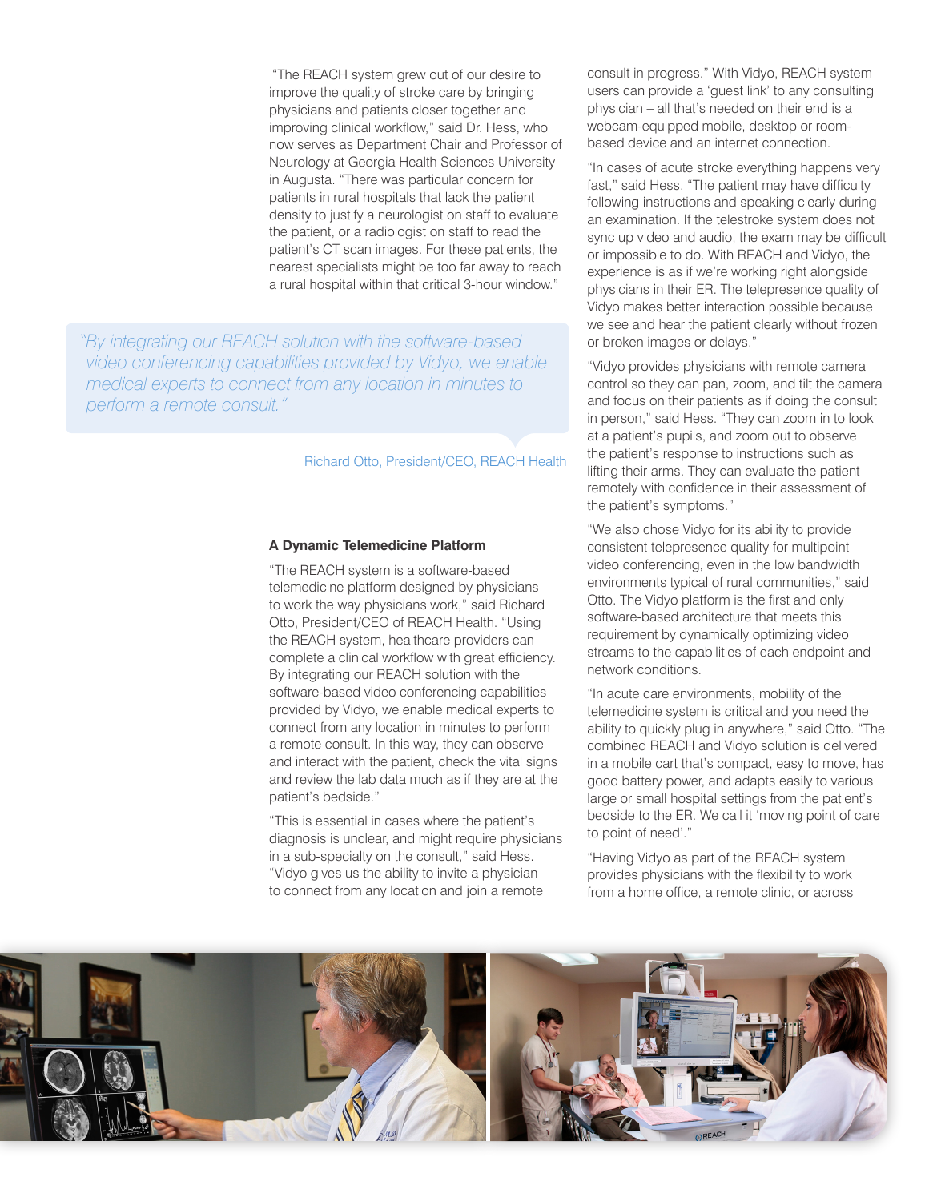"The REACH system grew out of our desire to improve the quality of stroke care by bringing physicians and patients closer together and improving clinical workflow," said Dr. Hess, who now serves as Department Chair and Professor of Neurology at Georgia Health Sciences University in Augusta. "There was particular concern for patients in rural hospitals that lack the patient density to justify a neurologist on staff to evaluate the patient, or a radiologist on staff to read the patient's CT scan images. For these patients, the nearest specialists might be too far away to reach a rural hospital within that critical 3-hour window."

> *"By integrating our REACH solution with the software-based video conferencing capabilities provided by Vidyo, we enable medical experts to connect from any location in minutes to perform a remote consult."*
>
> Richard Otto, President/CEO, REACH Health

**A Dynamic Telemedicine Platform**

"The REACH system is a software-based telemedicine platform designed by physicians to work the way physicians work," said Richard Otto, President/CEO of REACH Health. "Using the REACH system, healthcare providers can complete a clinical workflow with great efficiency. By integrating our REACH solution with the software-based video conferencing capabilities provided by Vidyo, we enable medical experts to connect from any location in minutes to perform a remote consult. In this way, they can observe and interact with the patient, check the vital signs and review the lab data much as if they are at the patient's bedside."

"This is essential in cases where the patient's diagnosis is unclear, and might require physicians in a sub-specialty on the consult," said Hess. "Vidyo gives us the ability to invite a physician to connect from any location and join a remote consult in progress." With Vidyo, REACH system users can provide a 'guest link' to any consulting physician – all that's needed on their end is a webcam-equipped mobile, desktop or room-based device and an internet connection.

"In cases of acute stroke everything happens very fast," said Hess. "The patient may have difficulty following instructions and speaking clearly during an examination. If the telestroke system does not sync up video and audio, the exam may be difficult or impossible to do. With REACH and Vidyo, the experience is as if we're working right alongside physicians in their ER. The telepresence quality of Vidyo makes better interaction possible because we see and hear the patient clearly without frozen or broken images or delays."

"Vidyo provides physicians with remote camera control so they can pan, zoom, and tilt the camera and focus on their patients as if doing the consult in person," said Hess. "They can zoom in to look at a patient's pupils, and zoom out to observe the patient's response to instructions such as lifting their arms. They can evaluate the patient remotely with confidence in their assessment of the patient's symptoms."

"We also chose Vidyo for its ability to provide consistent telepresence quality for multipoint video conferencing, even in the low bandwidth environments typical of rural communities," said Otto. The Vidyo platform is the first and only software-based architecture that meets this requirement by dynamically optimizing video streams to the capabilities of each endpoint and network conditions.

"In acute care environments, mobility of the telemedicine system is critical and you need the ability to quickly plug in anywhere," said Otto. "The combined REACH and Vidyo solution is delivered in a mobile cart that's compact, easy to move, has good battery power, and adapts easily to various large or small hospital settings from the patient's bedside to the ER. We call it 'moving point of care to point of need'."

"Having Vidyo as part of the REACH system provides physicians with the flexibility to work from a home office, a remote clinic, or across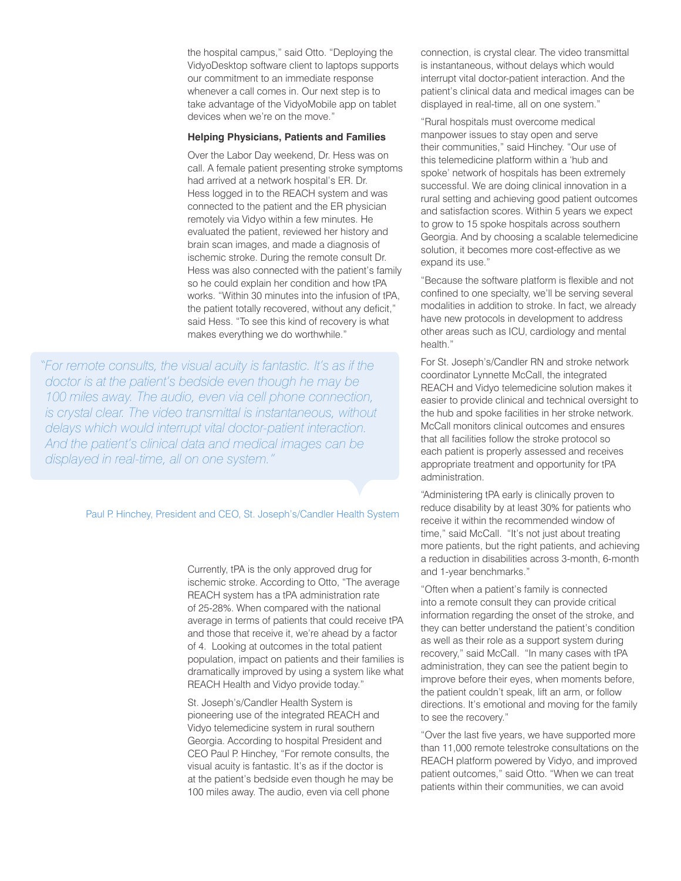the hospital campus," said Otto. "Deploying the VidyoDesktop software client to laptops supports our commitment to an immediate response whenever a call comes in. Our next step is to take advantage of the VidyoMobile app on tablet devices when we're on the move."

**Helping Physicians, Patients and Families**

Over the Labor Day weekend, Dr. Hess was on call. A female patient presenting stroke symptoms had arrived at a network hospital's ER. Dr. Hess logged in to the REACH system and was connected to the patient and the ER physician remotely via Vidyo within a few minutes. He evaluated the patient, reviewed her history and brain scan images, and made a diagnosis of ischemic stroke. During the remote consult Dr. Hess was also connected with the patient's family so he could explain her condition and how tPA works. "Within 30 minutes into the infusion of tPA, the patient totally recovered, without any deficit," said Hess. "To see this kind of recovery is what makes everything we do worthwhile."

> *"For remote consults, the visual acuity is fantastic. It's as if the doctor is at the patient's bedside even though he may be 100 miles away. The audio, even via cell phone connection, is crystal clear. The video transmittal is instantaneous, without delays which would interrupt vital doctor-patient interaction. And the patient's clinical data and medical images can be displayed in real-time, all on one system."*
>
> Paul P. Hinchey, President and CEO, St. Joseph's/Candler Health System

Currently, tPA is the only approved drug for ischemic stroke. According to Otto, "The average REACH system has a tPA administration rate of 25-28%. When compared with the national average in terms of patients that could receive tPA and those that receive it, we're ahead by a factor of 4. Looking at outcomes in the total patient population, impact on patients and their families is dramatically improved by using a system like what REACH Health and Vidyo provide today."

St. Joseph's/Candler Health System is pioneering use of the integrated REACH and Vidyo telemedicine system in rural southern Georgia. According to hospital President and CEO Paul P. Hinchey, "For remote consults, the visual acuity is fantastic. It's as if the doctor is at the patient's bedside even though he may be 100 miles away. The audio, even via cell phone connection, is crystal clear. The video transmittal is instantaneous, without delays which would interrupt vital doctor-patient interaction. And the patient's clinical data and medical images can be displayed in real-time, all on one system."

"Rural hospitals must overcome medical manpower issues to stay open and serve their communities," said Hinchey. "Our use of this telemedicine platform within a 'hub and spoke' network of hospitals has been extremely successful. We are doing clinical innovation in a rural setting and achieving good patient outcomes and satisfaction scores. Within 5 years we expect to grow to 15 spoke hospitals across southern Georgia. And by choosing a scalable telemedicine solution, it becomes more cost-effective as we expand its use."

"Because the software platform is flexible and not confined to one specialty, we'll be serving several modalities in addition to stroke. In fact, we already have new protocols in development to address other areas such as ICU, cardiology and mental health."

For St. Joseph's/Candler RN and stroke network coordinator Lynnette McCall, the integrated REACH and Vidyo telemedicine solution makes it easier to provide clinical and technical oversight to the hub and spoke facilities in her stroke network. McCall monitors clinical outcomes and ensures that all facilities follow the stroke protocol so each patient is properly assessed and receives appropriate treatment and opportunity for tPA administration.

"Administering tPA early is clinically proven to reduce disability by at least 30% for patients who receive it within the recommended window of time," said McCall. "It's not just about treating more patients, but the right patients, and achieving a reduction in disabilities across 3-month, 6-month and 1-year benchmarks."

"Often when a patient's family is connected into a remote consult they can provide critical information regarding the onset of the stroke, and they can better understand the patient's condition as well as their role as a support system during recovery," said McCall. "In many cases with tPA administration, they can see the patient begin to improve before their eyes, when moments before, the patient couldn't speak, lift an arm, or follow directions. It's emotional and moving for the family to see the recovery."

"Over the last five years, we have supported more than 11,000 remote telestroke consultations on the REACH platform powered by Vidyo, and improved patient outcomes," said Otto. "When we can treat patients within their communities, we can avoid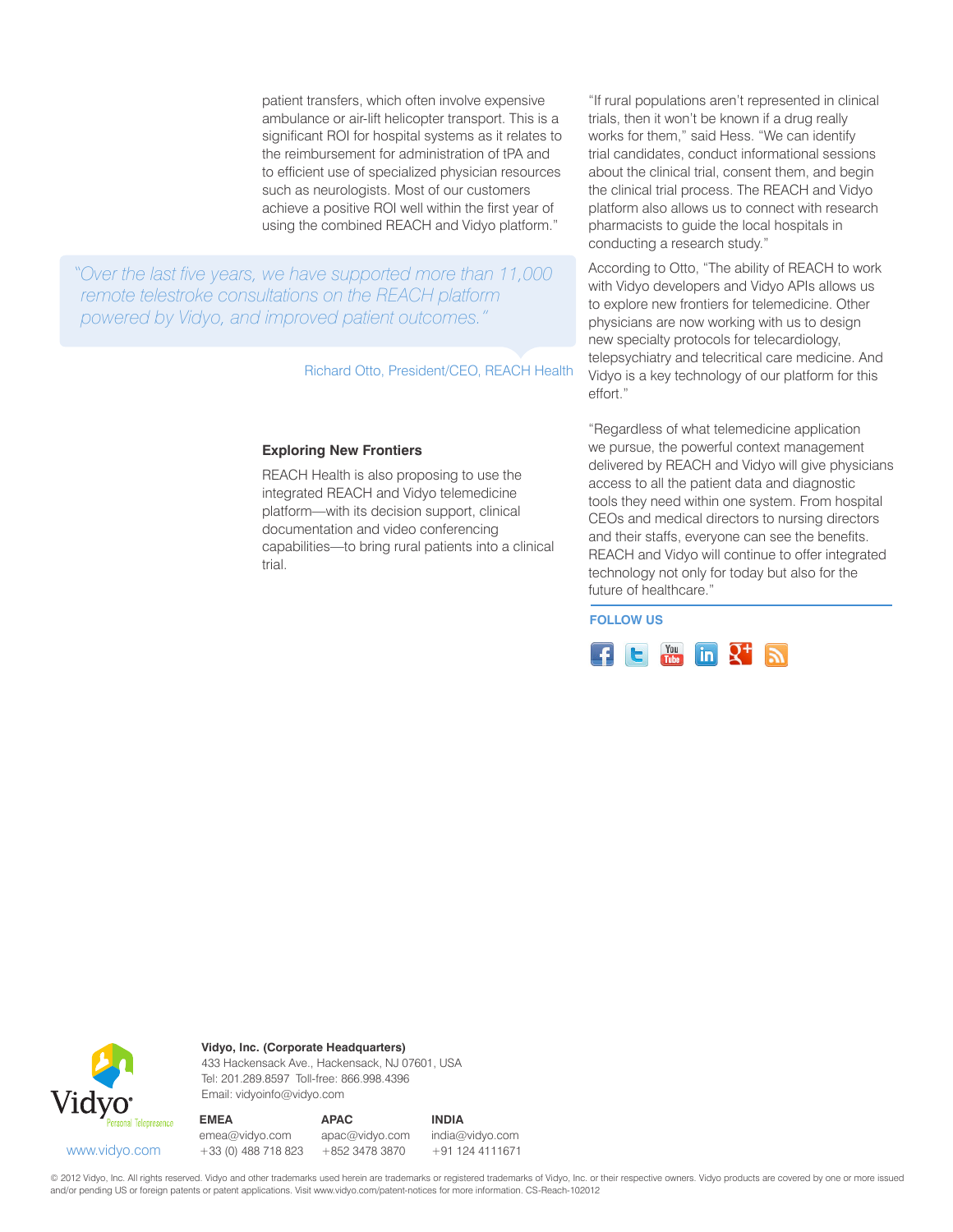patient transfers, which often involve expensive ambulance or air-lift helicopter transport. This is a significant ROI for hospital systems as it relates to the reimbursement for administration of tPA and to efficient use of specialized physician resources such as neurologists. Most of our customers achieve a positive ROI well within the first year of using the combined REACH and Vidyo platform."

> *"Over the last five years, we have supported more than 11,000 remote telestroke consultations on the REACH platform powered by Vidyo, and improved patient outcomes."*
>
> Richard Otto, President/CEO, REACH Health

**Exploring New Frontiers**

REACH Health is also proposing to use the integrated REACH and Vidyo telemedicine platform—with its decision support, clinical documentation and video conferencing capabilities—to bring rural patients into a clinical trial.

"If rural populations aren't represented in clinical trials, then it won't be known if a drug really works for them," said Hess. "We can identify trial candidates, conduct informational sessions about the clinical trial, consent them, and begin the clinical trial process. The REACH and Vidyo platform also allows us to connect with research pharmacists to guide the local hospitals in conducting a research study."

According to Otto, "The ability of REACH to work with Vidyo developers and Vidyo APIs allows us to explore new frontiers for telemedicine. Other physicians are now working with us to design new specialty protocols for telecardiology, telepsychiatry and telecritical care medicine. And Vidyo is a key technology of our platform for this effort."

"Regardless of what telemedicine application we pursue, the powerful context management delivered by REACH and Vidyo will give physicians access to all the patient data and diagnostic tools they need within one system. From hospital CEOs and medical directors to nursing directors and their staffs, everyone can see the benefits. REACH and Vidyo will continue to offer integrated technology not only for today but also for the future of healthcare."

**FOLLOW US**

Vidyo Personal Telepresence

www.vidyo.com

**Vidyo, Inc. (Corporate Headquarters)**
433 Hackensack Ave., Hackensack, NJ 07601, USA
Tel: 201.289.8597 Toll-free: 866.998.4396
Email: vidyoinfo@vidyo.com

| EMEA | APAC | INDIA |
| --- | --- | --- |
| emea@vidyo.com | apac@vidyo.com | india@vidyo.com |
| +33 (0) 488 718 823 | +852 3478 3870 | +91 124 4111671 |

© 2012 Vidyo, Inc. All rights reserved. Vidyo and other trademarks used herein are trademarks or registered trademarks of Vidyo, Inc. or their respective owners. Vidyo products are covered by one or more issued and/or pending US or foreign patents or patent applications. Visit www.vidyo.com/patent-notices for more information. CS-Reach-102012